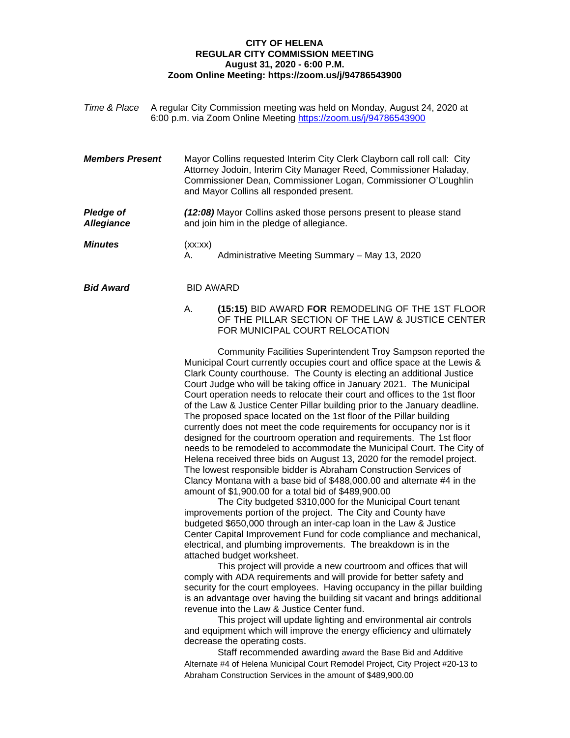**CITY OF HELENA**
**REGULAR CITY COMMISSION MEETING**
**August 31, 2020 - 6:00 P.M.**
**Zoom Online Meeting: https://zoom.us/j/94786543900**

*Time & Place* A regular City Commission meeting was held on Monday, August 24, 2020 at 6:00 p.m. via Zoom Online Meeting https://zoom.us/j/94786543900

***Members Present*** Mayor Collins requested Interim City Clerk Clayborn call roll call: City Attorney Jodoin, Interim City Manager Reed, Commissioner Haladay, Commissioner Dean, Commissioner Logan, Commissioner O'Loughlin and Mayor Collins all responded present.

***Pledge of Allegiance*** ***(12:08)*** Mayor Collins asked those persons present to please stand and join him in the pledge of allegiance.

***Minutes*** (xx:xx)

A. Administrative Meeting Summary – May 13, 2020

***Bid Award*** BID AWARD

A. **(15:15)** BID AWARD **FOR** REMODELING OF THE 1ST FLOOR OF THE PILLAR SECTION OF THE LAW & JUSTICE CENTER FOR MUNICIPAL COURT RELOCATION

Community Facilities Superintendent Troy Sampson reported the Municipal Court currently occupies court and office space at the Lewis & Clark County courthouse. The County is electing an additional Justice Court Judge who will be taking office in January 2021. The Municipal Court operation needs to relocate their court and offices to the 1st floor of the Law & Justice Center Pillar building prior to the January deadline. The proposed space located on the 1st floor of the Pillar building currently does not meet the code requirements for occupancy nor is it designed for the courtroom operation and requirements. The 1st floor needs to be remodeled to accommodate the Municipal Court. The City of Helena received three bids on August 13, 2020 for the remodel project. The lowest responsible bidder is Abraham Construction Services of Clancy Montana with a base bid of $488,000.00 and alternate #4 in the amount of $1,900.00 for a total bid of $489,900.00

The City budgeted $310,000 for the Municipal Court tenant improvements portion of the project. The City and County have budgeted $650,000 through an inter-cap loan in the Law & Justice Center Capital Improvement Fund for code compliance and mechanical, electrical, and plumbing improvements. The breakdown is in the attached budget worksheet.

This project will provide a new courtroom and offices that will comply with ADA requirements and will provide for better safety and security for the court employees. Having occupancy in the pillar building is an advantage over having the building sit vacant and brings additional revenue into the Law & Justice Center fund.

This project will update lighting and environmental air controls and equipment which will improve the energy efficiency and ultimately decrease the operating costs.

Staff recommended awarding award the Base Bid and Additive Alternate #4 of Helena Municipal Court Remodel Project, City Project #20-13 to Abraham Construction Services in the amount of $489,900.00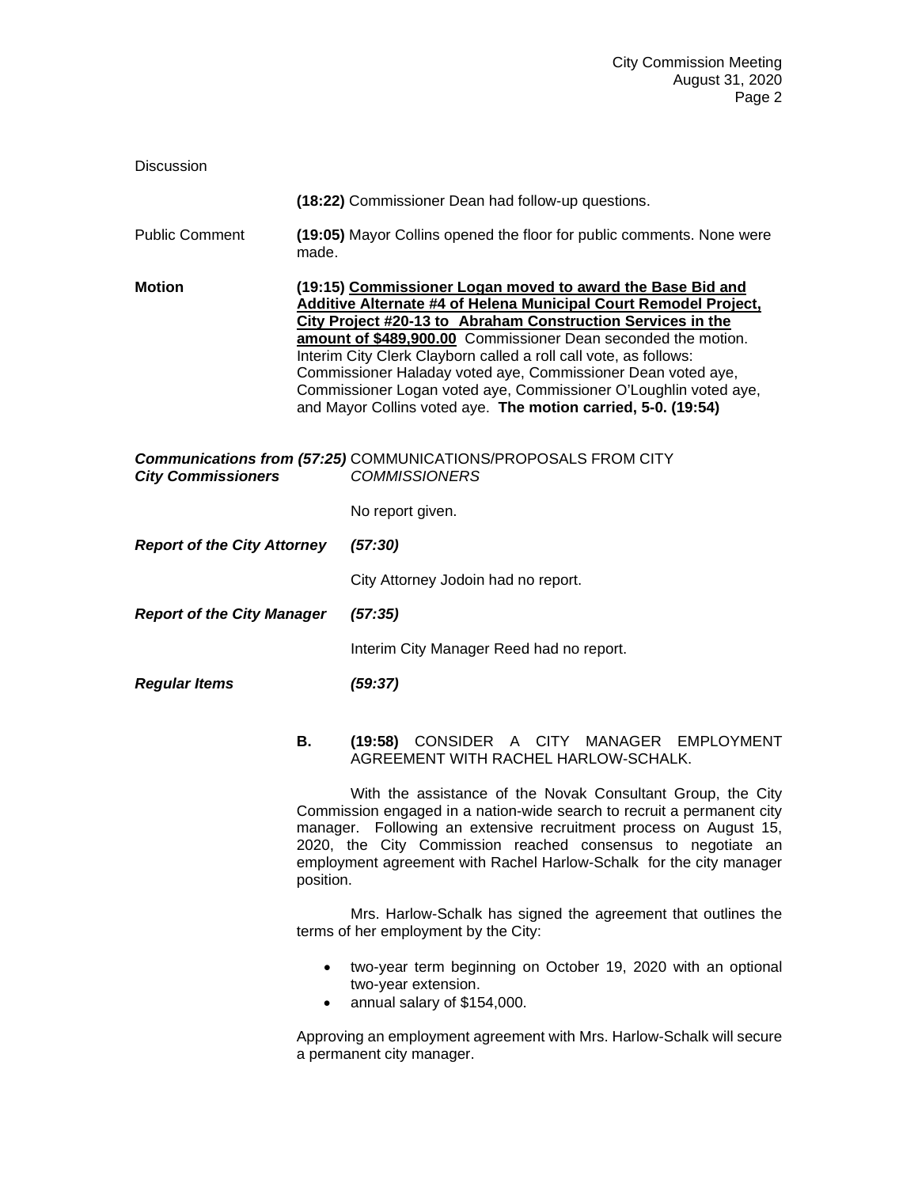Discussion

**(18:22)** Commissioner Dean had follow-up questions.

Public Comment

**(19:05)** Mayor Collins opened the floor for public comments. None were made.

**Motion**

**(19:15) Commissioner Logan moved to award the Base Bid and Additive Alternate #4 of Helena Municipal Court Remodel Project, City Project #20-13 to Abraham Construction Services in the amount of $489,900.00** Commissioner Dean seconded the motion. Interim City Clerk Clayborn called a roll call vote, as follows: Commissioner Haladay voted aye, Commissioner Dean voted aye, Commissioner Logan voted aye, Commissioner O'Loughlin voted aye, and Mayor Collins voted aye. **The motion carried, 5-0. (19:54)**

***Communications from City Commissioners*** ***(57:25)*** COMMUNICATIONS/PROPOSALS FROM CITY *COMMISSIONERS*

No report given.

***Report of the City Attorney*** ***(57:30)***

City Attorney Jodoin had no report.

***Report of the City Manager*** ***(57:35)***

Interim City Manager Reed had no report.

***Regular Items*** ***(59:37)***

**B.** **(19:58)** CONSIDER A CITY MANAGER EMPLOYMENT AGREEMENT WITH RACHEL HARLOW-SCHALK.

With the assistance of the Novak Consultant Group, the City Commission engaged in a nation-wide search to recruit a permanent city manager. Following an extensive recruitment process on August 15, 2020, the City Commission reached consensus to negotiate an employment agreement with Rachel Harlow-Schalk for the city manager position.

Mrs. Harlow-Schalk has signed the agreement that outlines the terms of her employment by the City:

- two-year term beginning on October 19, 2020 with an optional two-year extension.
- annual salary of $154,000.

Approving an employment agreement with Mrs. Harlow-Schalk will secure a permanent city manager.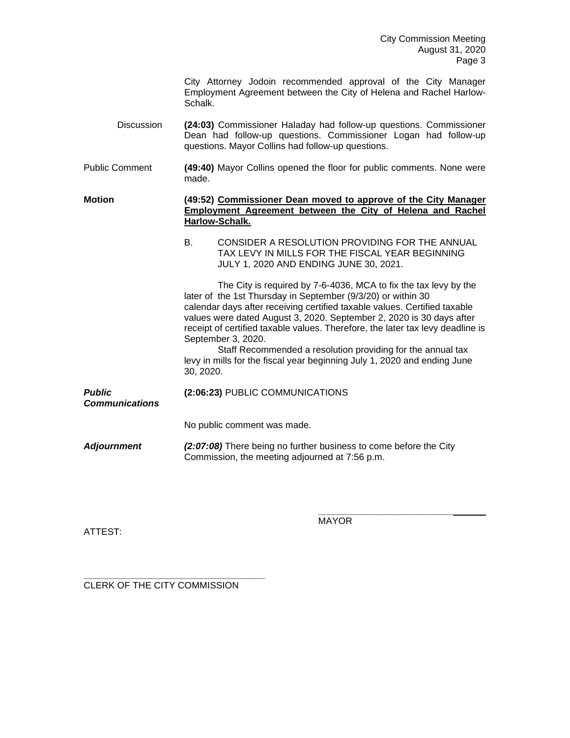City Attorney Jodoin recommended approval of the City Manager Employment Agreement between the City of Helena and Rachel Harlow-Schalk.

Discussion **(24:03)** Commissioner Haladay had follow-up questions. Commissioner Dean had follow-up questions. Commissioner Logan had follow-up questions. Mayor Collins had follow-up questions.

Public Comment **(49:40)** Mayor Collins opened the floor for public comments. None were made.

**Motion** **(49:52) <u>Commissioner Dean moved to approve of the City Manager Employment Agreement between the City of Helena and Rachel Harlow-Schalk.</u>**

B. CONSIDER A RESOLUTION PROVIDING FOR THE ANNUAL TAX LEVY IN MILLS FOR THE FISCAL YEAR BEGINNING JULY 1, 2020 AND ENDING JUNE 30, 2021.

The City is required by 7-6-4036, MCA to fix the tax levy by the later of the 1st Thursday in September (9/3/20) or within 30 calendar days after receiving certified taxable values. Certified taxable values were dated August 3, 2020. September 2, 2020 is 30 days after receipt of certified taxable values. Therefore, the later tax levy deadline is September 3, 2020.

Staff Recommended a resolution providing for the annual tax levy in mills for the fiscal year beginning July 1, 2020 and ending June 30, 2020.

***Public Communications*** **(2:06:23)** PUBLIC COMMUNICATIONS

No public comment was made.

***Adjournment*** ***(2:07:08)*** There being no further business to come before the City Commission, the meeting adjourned at 7:56 p.m.

\_\_\_\_\_\_\_\_\_\_\_\_\_\_\_\_\_\_\_\_\_\_\_\_\_\_\_\_\_\_\_\_
MAYOR

ATTEST:

\_\_\_\_\_\_\_\_\_\_\_\_\_\_\_\_\_\_\_\_\_\_\_\_\_\_\_\_\_\_\_\_
CLERK OF THE CITY COMMISSION